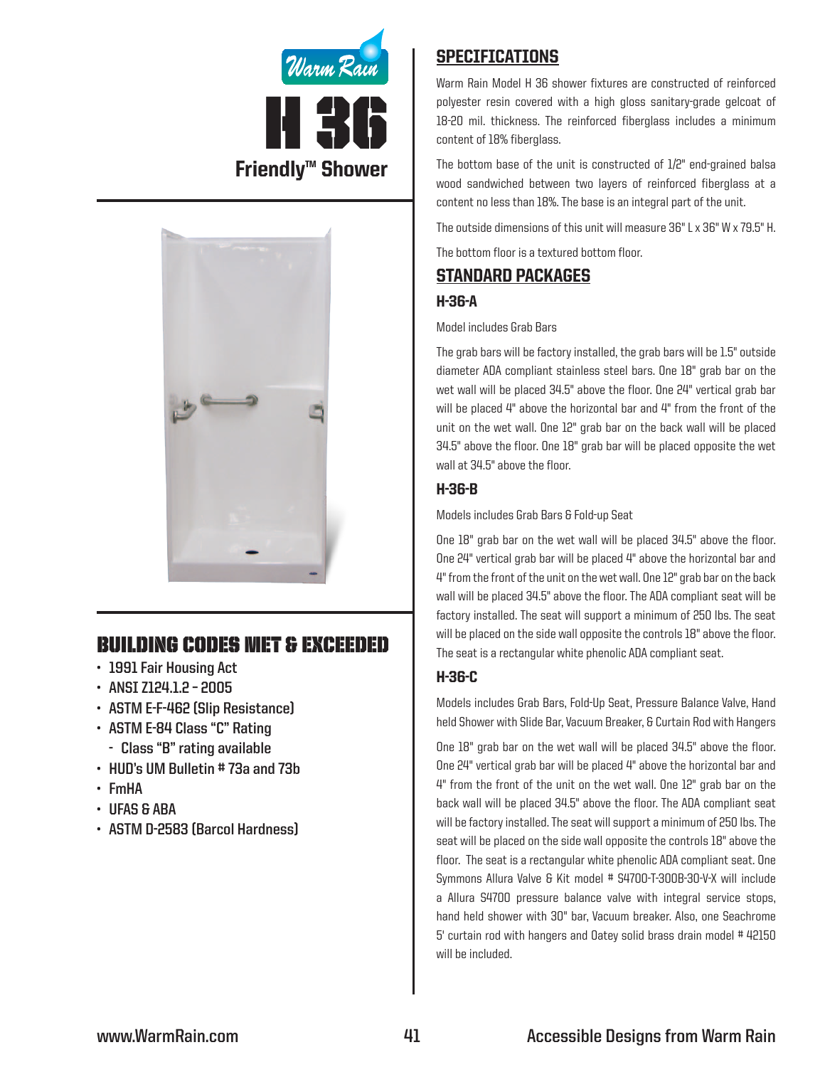Warm Rain

# H 36

## Friendly™ Shower

## BUILDING CODES MET & EXCEEDED

- 1991 Fair Housing Act
- ANSI Z124.1.2 – 2005
- ASTM E-F-462 (Slip Resistance)
- ASTM E-84 Class "C" Rating
  - Class "B" rating available
- HUD's UM Bulletin # 73a and 73b
- FmHA
- UFAS & ABA
- ASTM D-2583 (Barcol Hardness)

## SPECIFICATIONS

Warm Rain Model H 36 shower fixtures are constructed of reinforced polyester resin covered with a high gloss sanitary-grade gelcoat of 18-20 mil. thickness. The reinforced fiberglass includes a minimum content of 18% fiberglass.

The bottom base of the unit is constructed of 1/2" end-grained balsa wood sandwiched between two layers of reinforced fiberglass at a content no less than 18%. The base is an integral part of the unit.

The outside dimensions of this unit will measure 36" L x 36" W x 79.5" H.

The bottom floor is a textured bottom floor.

## STANDARD PACKAGES

### H-36-A

Model includes Grab Bars

The grab bars will be factory installed, the grab bars will be 1.5" outside diameter ADA compliant stainless steel bars. One 18" grab bar on the wet wall will be placed 34.5" above the floor. One 24" vertical grab bar will be placed 4" above the horizontal bar and 4" from the front of the unit on the wet wall. One 12" grab bar on the back wall will be placed 34.5" above the floor. One 18" grab bar will be placed opposite the wet wall at 34.5" above the floor.

### H-36-B

Models includes Grab Bars & Fold-up Seat

One 18" grab bar on the wet wall will be placed 34.5" above the floor. One 24" vertical grab bar will be placed 4" above the horizontal bar and 4" from the front of the unit on the wet wall. One 12" grab bar on the back wall will be placed 34.5" above the floor. The ADA compliant seat will be factory installed. The seat will support a minimum of 250 lbs. The seat will be placed on the side wall opposite the controls 18" above the floor. The seat is a rectangular white phenolic ADA compliant seat.

### H-36-C

Models includes Grab Bars, Fold-Up Seat, Pressure Balance Valve, Hand held Shower with Slide Bar, Vacuum Breaker, & Curtain Rod with Hangers

One 18" grab bar on the wet wall will be placed 34.5" above the floor. One 24" vertical grab bar will be placed 4" above the horizontal bar and 4" from the front of the unit on the wet wall. One 12" grab bar on the back wall will be placed 34.5" above the floor. The ADA compliant seat will be factory installed. The seat will support a minimum of 250 lbs. The seat will be placed on the side wall opposite the controls 18" above the floor. The seat is a rectangular white phenolic ADA compliant seat. One Symmons Allura Valve & Kit model # S4700-T-300B-30-V-X will include a Allura S4700 pressure balance valve with integral service stops, hand held shower with 30" bar, Vacuum breaker. Also, one Seachrome 5' curtain rod with hangers and Oatey solid brass drain model # 42150 will be included.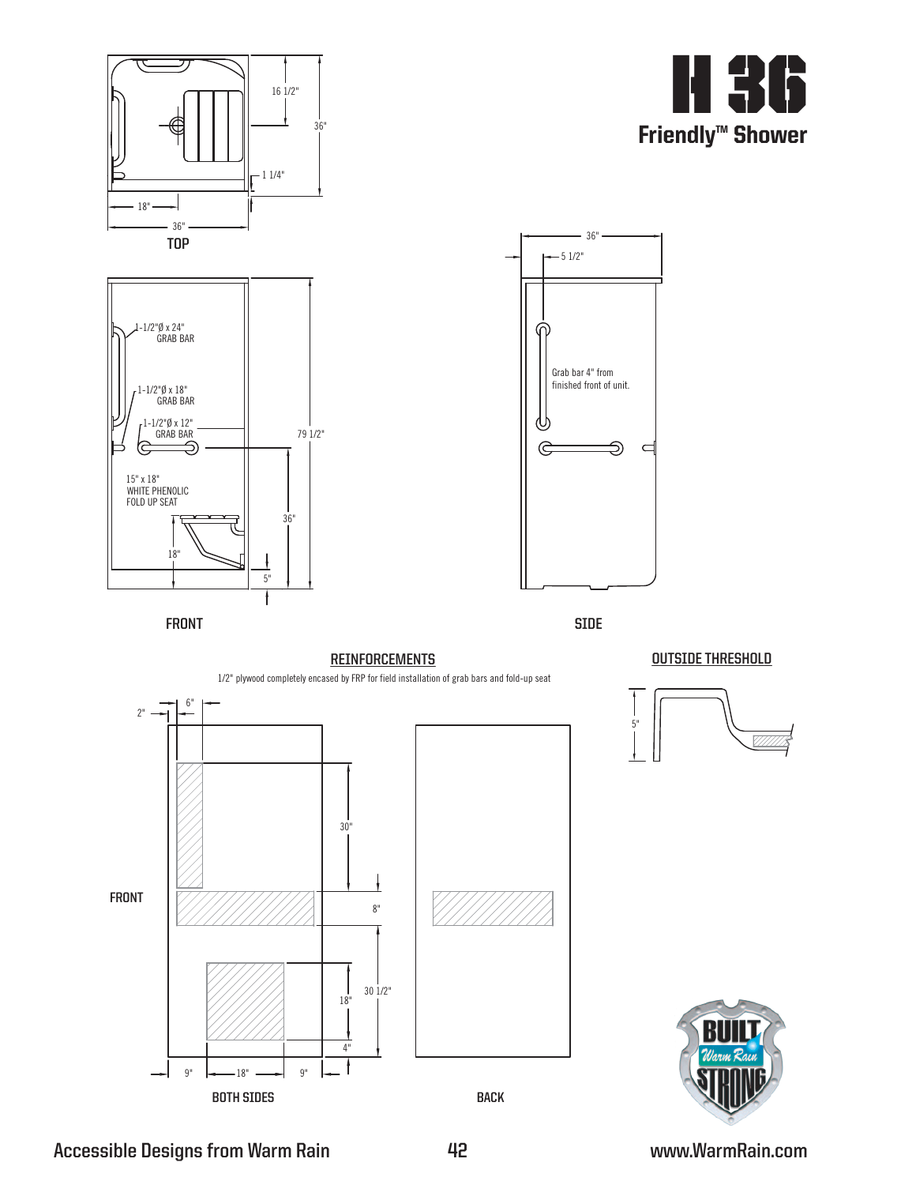# H 36

## Friendly™ Shower

TOP

16 1/2"

36"

1 1/4"

18"

36"

FRONT

1-1/2"Ø x 24" GRAB BAR

1-1/2"Ø x 18" GRAB BAR

1-1/2"Ø x 12" GRAB BAR

79 1/2"

15" x 18" WHITE PHENOLIC FOLD UP SEAT

36"

18"

5"

SIDE

36"

5 1/2"

Grab bar 4" from finished front of unit.

## REINFORCEMENTS

1/2" plywood completely encased by FRP for field installation of grab bars and fold-up seat

FRONT

2"

6"

30"

8"

30 1/2"

18"

4"

9"

18"

9"

BOTH SIDES

BACK

## OUTSIDE THRESHOLD

5"

BUILT Warm Rain STRONG